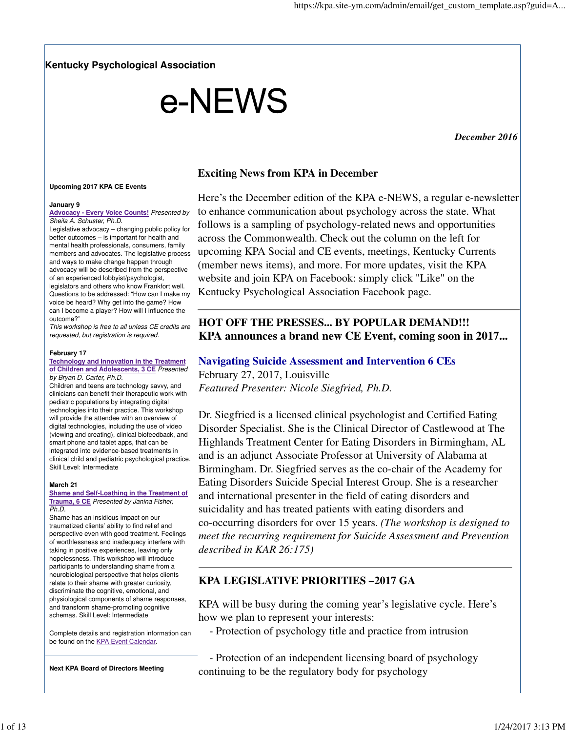**Kentucky Psychological Association**

# e-NEWS

*December 2016*

## Exciting News from KPA in December

Here's the December edition of the KPA e-NEWS, a regular e-newsletter to enhance communication about psychology across the state. What follows is a sampling of psychology-related news and opportunities across the Commonwealth. Check out the column on the left for upcoming KPA Social and CE events, meetings, Kentucky Currents (member news items), and more. For more updates, visit the KPA website and join KPA on Facebook: simply click "Like" on the Kentucky Psychological Association Facebook page.

---

## HOT OFF THE PRESSES... BY POPULAR DEMAND!!! KPA announces a brand new CE Event, coming soon in 2017...

### Navigating Suicide Assessment and Intervention 6 CEs

February 27, 2017, Louisville
*Featured Presenter: Nicole Siegfried, Ph.D.*

Dr. Siegfried is a licensed clinical psychologist and Certified Eating Disorder Specialist. She is the Clinical Director of Castlewood at The Highlands Treatment Center for Eating Disorders in Birmingham, AL and is an adjunct Associate Professor at University of Alabama at Birmingham. Dr. Siegfried serves as the co-chair of the Academy for Eating Disorders Suicide Special Interest Group. She is a researcher and international presenter in the field of eating disorders and suicidality and has treated patients with eating disorders and co-occurring disorders for over 15 years. *(The workshop is designed to meet the recurring requirement for Suicide Assessment and Prevention described in KAR 26:175)*

---

## KPA LEGISLATIVE PRIORITIES –2017 GA

KPA will be busy during the coming year's legislative cycle. Here's how we plan to represent your interests:

- Protection of psychology title and practice from intrusion

- Protection of an independent licensing board of psychology continuing to be the regulatory body for psychology

---

**Upcoming 2017 KPA CE Events**

**January 9**
Advocacy - Every Voice Counts! *Presented by Sheila A. Schuster, Ph.D.*
Legislative advocacy – changing public policy for better outcomes – is important for health and mental health professionals, consumers, family members and advocates. The legislative process and ways to make change happen through advocacy will be described from the perspective of an experienced lobbyist/psychologist, legislators and others who know Frankfort well. Questions to be addressed: "How can I make my voice be heard? Why get into the game? How can I become a player? How will I influence the outcome?"
*This workshop is free to all unless CE credits are requested, but registration is required.*

**February 17**
Technology and Innovation in the Treatment of Children and Adolescents, 3 CE *Presented by Bryan D. Carter, Ph.D.*
Children and teens are technology savvy, and clinicians can benefit their therapeutic work with pediatric populations by integrating digital technologies into their practice. This workshop will provide the attendee with an overview of digital technologies, including the use of video (viewing and creating), clinical biofeedback, and smart phone and tablet apps, that can be integrated into evidence-based treatments in clinical child and pediatric psychological practice. Skill Level: Intermediate

**March 21**
Shame and Self-Loathing in the Treatment of Trauma, 6 CE *Presented by Janina Fisher, Ph.D.*
Shame has an insidious impact on our traumatized clients' ability to find relief and perspective even with good treatment. Feelings of worthlessness and inadequacy interfere with taking in positive experiences, leaving only hopelessness. This workshop will introduce participants to understanding shame from a neurobiological perspective that helps clients relate to their shame with greater curiosity, discriminate the cognitive, emotional, and physiological components of shame responses, and transform shame-promoting cognitive schemas. Skill Level: Intermediate

Complete details and registration information can be found on the KPA Event Calendar.

---

**Next KPA Board of Directors Meeting**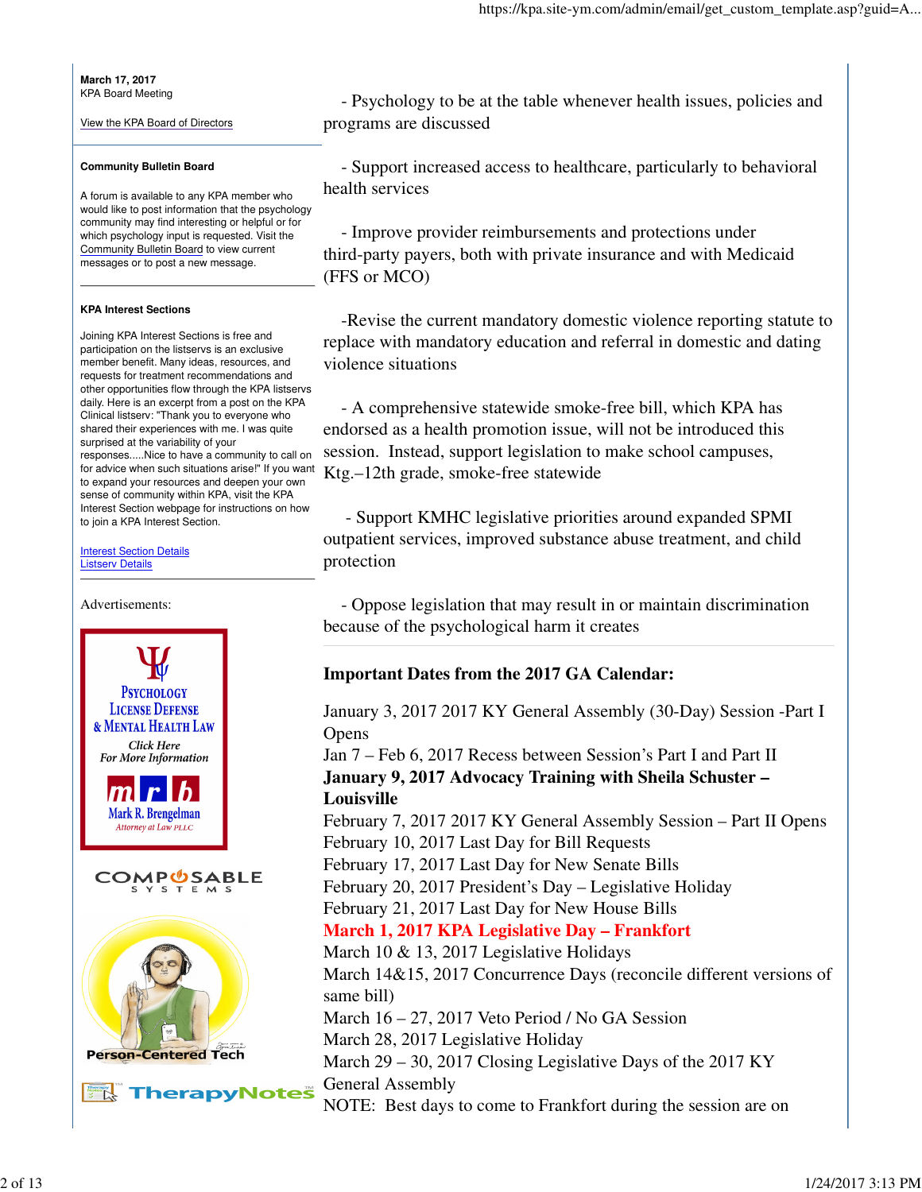**March 17, 2017**
KPA Board Meeting

View the KPA Board of Directors

**Community Bulletin Board**

A forum is available to any KPA member who would like to post information that the psychology community may find interesting or helpful or for which psychology input is requested. Visit the Community Bulletin Board to view current messages or to post a new message.

**KPA Interest Sections**

Joining KPA Interest Sections is free and participation on the listservs is an exclusive member benefit. Many ideas, resources, and requests for treatment recommendations and other opportunities flow through the KPA listservs daily. Here is an excerpt from a post on the KPA Clinical listserv: "Thank you to everyone who shared their experiences with me. I was quite surprised at the variability of your responses.....Nice to have a community to call on for advice when such situations arise!" If you want to expand your resources and deepen your own sense of community within KPA, visit the KPA Interest Section webpage for instructions on how to join a KPA Interest Section.

Interest Section Details
Listserv Details

Advertisements:

- Psychology to be at the table whenever health issues, policies and programs are discussed

- Support increased access to healthcare, particularly to behavioral health services

- Improve provider reimbursements and protections under third-party payers, both with private insurance and with Medicaid (FFS or MCO)

-Revise the current mandatory domestic violence reporting statute to replace with mandatory education and referral in domestic and dating violence situations

- A comprehensive statewide smoke-free bill, which KPA has endorsed as a health promotion issue, will not be introduced this session. Instead, support legislation to make school campuses, Ktg.–12th grade, smoke-free statewide

- Support KMHC legislative priorities around expanded SPMI outpatient services, improved substance abuse treatment, and child protection

- Oppose legislation that may result in or maintain discrimination because of the psychological harm it creates

**Important Dates from the 2017 GA Calendar:**

January 3, 2017 2017 KY General Assembly (30-Day) Session -Part I Opens
Jan 7 – Feb 6, 2017 Recess between Session's Part I and Part II
**January 9, 2017 Advocacy Training with Sheila Schuster – Louisville**
February 7, 2017 2017 KY General Assembly Session – Part II Opens
February 10, 2017 Last Day for Bill Requests
February 17, 2017 Last Day for New Senate Bills
February 20, 2017 President's Day – Legislative Holiday
February 21, 2017 Last Day for New House Bills
**March 1, 2017 KPA Legislative Day – Frankfort**
March 10 & 13, 2017 Legislative Holidays
March 14&15, 2017 Concurrence Days (reconcile different versions of same bill)
March 16 – 27, 2017 Veto Period / No GA Session
March 28, 2017 Legislative Holiday
March 29 – 30, 2017 Closing Legislative Days of the 2017 KY General Assembly
NOTE: Best days to come to Frankfort during the session are on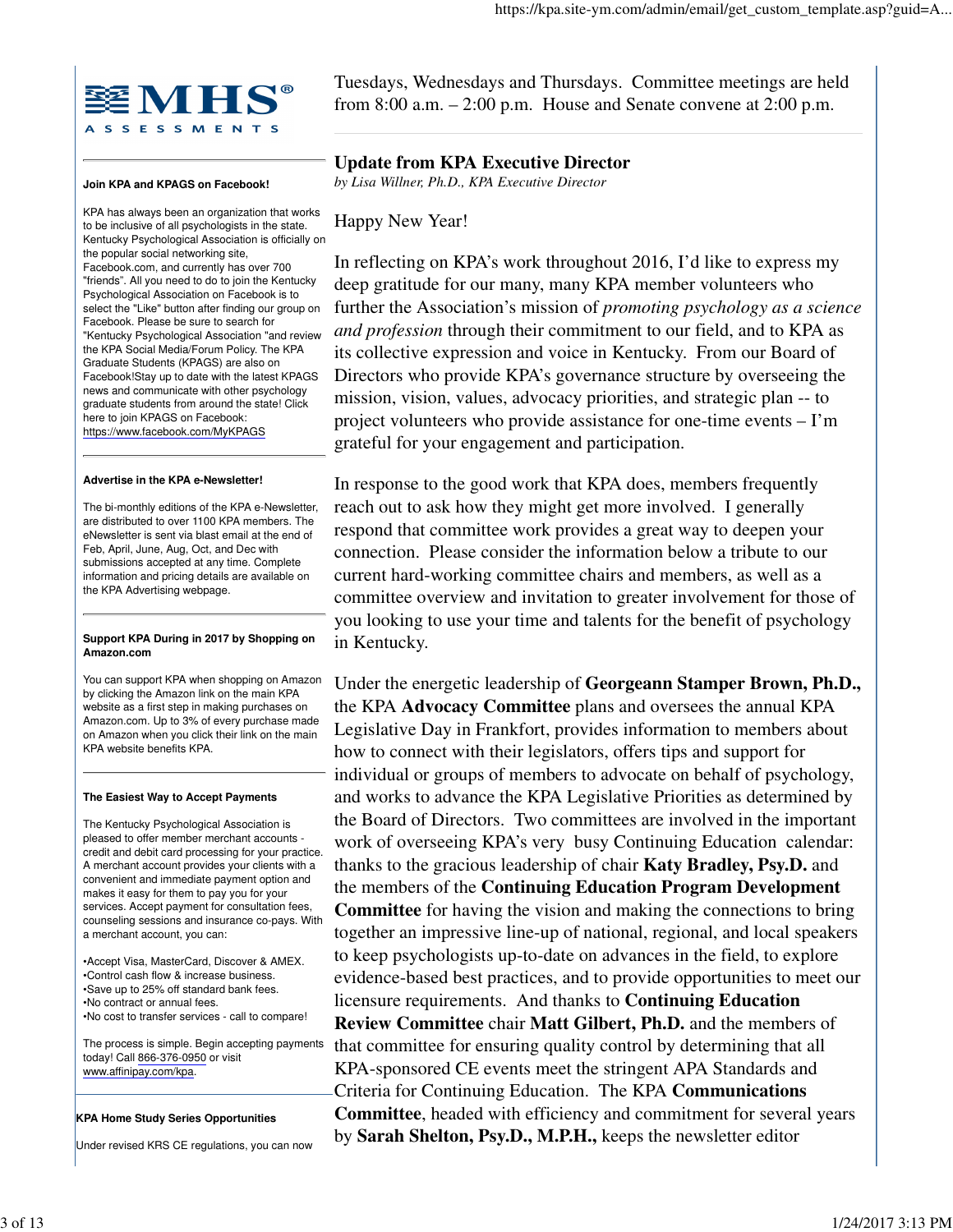MHS® ASSESSMENTS

**Join KPA and KPAGS on Facebook!**

KPA has always been an organization that works to be inclusive of all psychologists in the state. Kentucky Psychological Association is officially on the popular social networking site, Facebook.com, and currently has over 700 "friends". All you need to do to join the Kentucky Psychological Association on Facebook is to select the "Like" button after finding our group on Facebook. Please be sure to search for "Kentucky Psychological Association "and review the KPA Social Media/Forum Policy. The KPA Graduate Students (KPAGS) are also on Facebook!Stay up to date with the latest KPAGS news and communicate with other psychology graduate students from around the state! Click here to join KPAGS on Facebook: https://www.facebook.com/MyKPAGS

**Advertise in the KPA e-Newsletter!**

The bi-monthly editions of the KPA e-Newsletter, are distributed to over 1100 KPA members. The eNewsletter is sent via blast email at the end of Feb, April, June, Aug, Oct, and Dec with submissions accepted at any time. Complete information and pricing details are available on the KPA Advertising webpage.

**Support KPA During in 2017 by Shopping on Amazon.com**

You can support KPA when shopping on Amazon by clicking the Amazon link on the main KPA website as a first step in making purchases on Amazon.com. Up to 3% of every purchase made on Amazon when you click their link on the main KPA website benefits KPA.

**The Easiest Way to Accept Payments**

The Kentucky Psychological Association is pleased to offer member merchant accounts - credit and debit card processing for your practice. A merchant account provides your clients with a convenient and immediate payment option and makes it easy for them to pay you for your services. Accept payment for consultation fees, counseling sessions and insurance co-pays. With a merchant account, you can:

•Accept Visa, MasterCard, Discover & AMEX.
•Control cash flow & increase business.
•Save up to 25% off standard bank fees.
•No contract or annual fees.
•No cost to transfer services - call to compare!

The process is simple. Begin accepting payments today! Call 866-376-0950 or visit www.affinipay.com/kpa.

**KPA Home Study Series Opportunities**

Under revised KRS CE regulations, you can now

Tuesdays, Wednesdays and Thursdays. Committee meetings are held from 8:00 a.m. – 2:00 p.m. House and Senate convene at 2:00 p.m.

## Update from KPA Executive Director

*by Lisa Willner, Ph.D., KPA Executive Director*

Happy New Year!

In reflecting on KPA's work throughout 2016, I'd like to express my deep gratitude for our many, many KPA member volunteers who further the Association's mission of *promoting psychology as a science and profession* through their commitment to our field, and to KPA as its collective expression and voice in Kentucky. From our Board of Directors who provide KPA's governance structure by overseeing the mission, vision, values, advocacy priorities, and strategic plan -- to project volunteers who provide assistance for one-time events – I'm grateful for your engagement and participation.

In response to the good work that KPA does, members frequently reach out to ask how they might get more involved. I generally respond that committee work provides a great way to deepen your connection. Please consider the information below a tribute to our current hard-working committee chairs and members, as well as a committee overview and invitation to greater involvement for those of you looking to use your time and talents for the benefit of psychology in Kentucky.

Under the energetic leadership of **Georgeann Stamper Brown, Ph.D.,** the KPA **Advocacy Committee** plans and oversees the annual KPA Legislative Day in Frankfort, provides information to members about how to connect with their legislators, offers tips and support for individual or groups of members to advocate on behalf of psychology, and works to advance the KPA Legislative Priorities as determined by the Board of Directors. Two committees are involved in the important work of overseeing KPA's very busy Continuing Education calendar: thanks to the gracious leadership of chair **Katy Bradley, Psy.D.** and the members of the **Continuing Education Program Development Committee** for having the vision and making the connections to bring together an impressive line-up of national, regional, and local speakers to keep psychologists up-to-date on advances in the field, to explore evidence-based best practices, and to provide opportunities to meet our licensure requirements. And thanks to **Continuing Education Review Committee** chair **Matt Gilbert, Ph.D.** and the members of that committee for ensuring quality control by determining that all KPA-sponsored CE events meet the stringent APA Standards and Criteria for Continuing Education. The KPA **Communications Committee**, headed with efficiency and commitment for several years by **Sarah Shelton, Psy.D., M.P.H.,** keeps the newsletter editor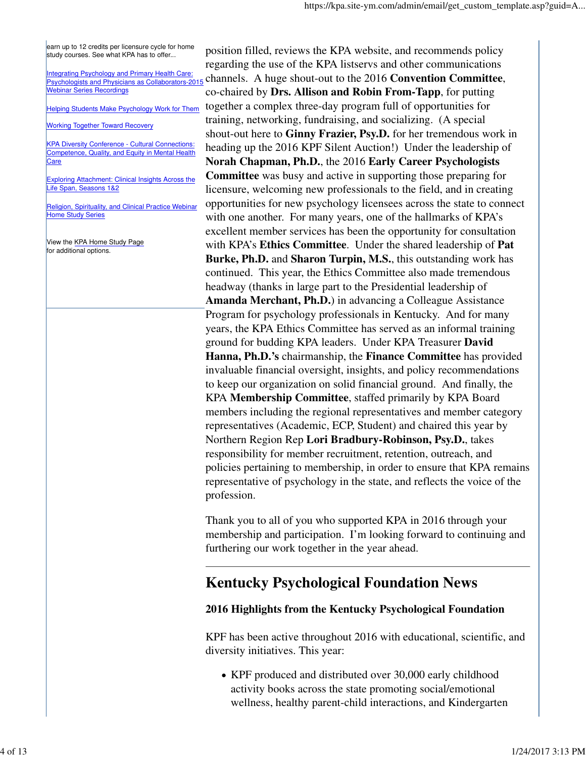earn up to 12 credits per licensure cycle for home study courses. See what KPA has to offer...

Integrating Psychology and Primary Health Care: Psychologists and Physicians as Collaborators-2015 Webinar Series Recordings

Helping Students Make Psychology Work for Them

Working Together Toward Recovery

KPA Diversity Conference - Cultural Connections: Competence, Quality, and Equity in Mental Health Care

Exploring Attachment: Clinical Insights Across the Life Span, Seasons 1&2

Religion, Spirituality, and Clinical Practice Webinar Home Study Series

View the KPA Home Study Page for additional options.

position filled, reviews the KPA website, and recommends policy regarding the use of the KPA listservs and other communications channels. A huge shout-out to the 2016 **Convention Committee**, co-chaired by **Drs. Allison and Robin From-Tapp**, for putting together a complex three-day program full of opportunities for training, networking, fundraising, and socializing. (A special shout-out here to **Ginny Frazier, Psy.D.** for her tremendous work in heading up the 2016 KPF Silent Auction!) Under the leadership of **Norah Chapman, Ph.D.**, the 2016 **Early Career Psychologists Committee** was busy and active in supporting those preparing for licensure, welcoming new professionals to the field, and in creating opportunities for new psychology licensees across the state to connect with one another. For many years, one of the hallmarks of KPA's excellent member services has been the opportunity for consultation with KPA's **Ethics Committee**. Under the shared leadership of **Pat Burke, Ph.D.** and **Sharon Turpin, M.S.**, this outstanding work has continued. This year, the Ethics Committee also made tremendous headway (thanks in large part to the Presidential leadership of **Amanda Merchant, Ph.D.**) in advancing a Colleague Assistance Program for psychology professionals in Kentucky. And for many years, the KPA Ethics Committee has served as an informal training ground for budding KPA leaders. Under KPA Treasurer **David Hanna, Ph.D.'s** chairmanship, the **Finance Committee** has provided invaluable financial oversight, insights, and policy recommendations to keep our organization on solid financial ground. And finally, the KPA **Membership Committee**, staffed primarily by KPA Board members including the regional representatives and member category representatives (Academic, ECP, Student) and chaired this year by Northern Region Rep **Lori Bradbury-Robinson, Psy.D.**, takes responsibility for member recruitment, retention, outreach, and policies pertaining to membership, in order to ensure that KPA remains representative of psychology in the state, and reflects the voice of the profession.

Thank you to all of you who supported KPA in 2016 through your membership and participation. I'm looking forward to continuing and furthering our work together in the year ahead.

---

# Kentucky Psychological Foundation News

### 2016 Highlights from the Kentucky Psychological Foundation

KPF has been active throughout 2016 with educational, scientific, and diversity initiatives. This year:

- KPF produced and distributed over 30,000 early childhood activity books across the state promoting social/emotional wellness, healthy parent-child interactions, and Kindergarten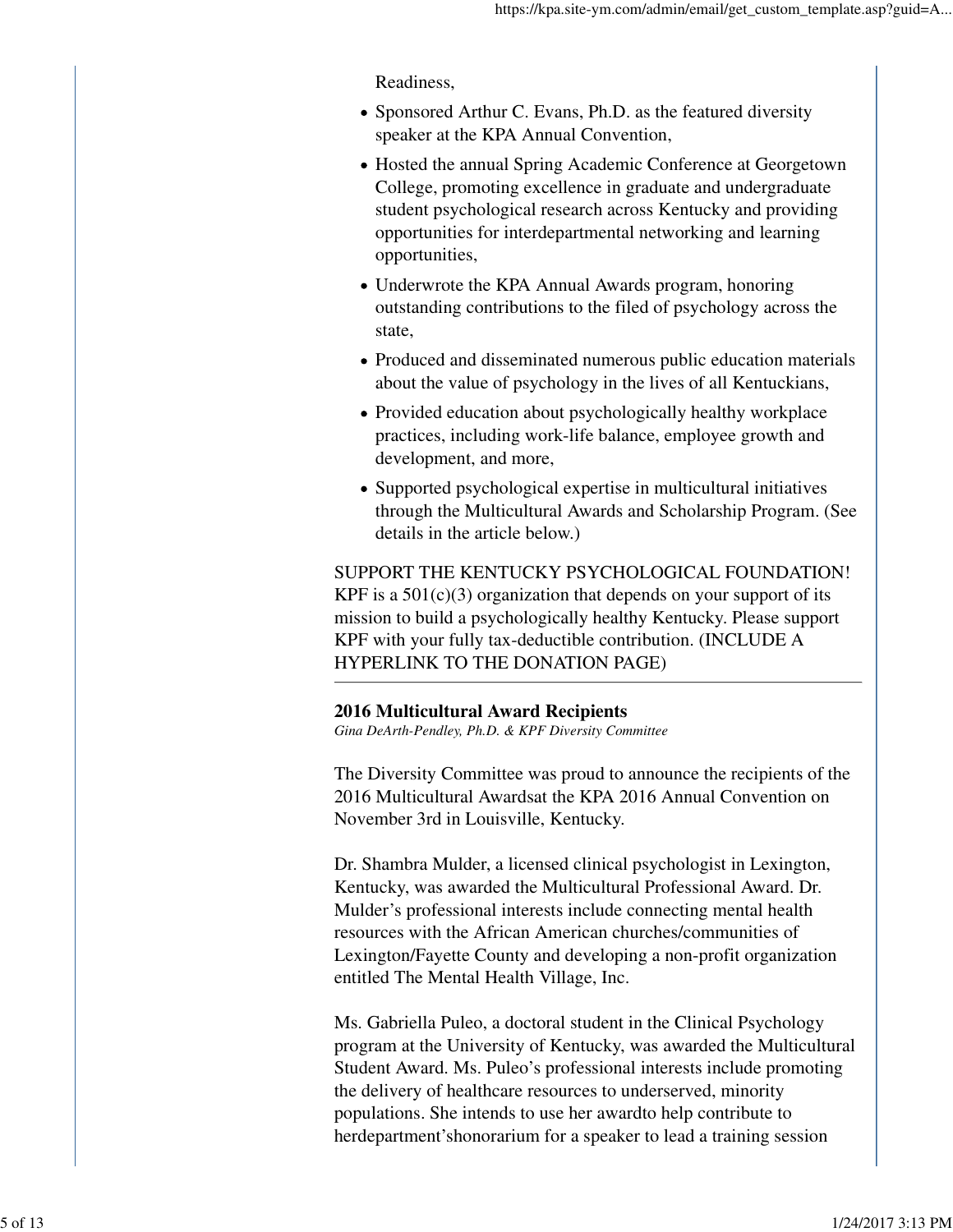Readiness,

- Sponsored Arthur C. Evans, Ph.D. as the featured diversity speaker at the KPA Annual Convention,
- Hosted the annual Spring Academic Conference at Georgetown College, promoting excellence in graduate and undergraduate student psychological research across Kentucky and providing opportunities for interdepartmental networking and learning opportunities,
- Underwrote the KPA Annual Awards program, honoring outstanding contributions to the filed of psychology across the state,
- Produced and disseminated numerous public education materials about the value of psychology in the lives of all Kentuckians,
- Provided education about psychologically healthy workplace practices, including work-life balance, employee growth and development, and more,
- Supported psychological expertise in multicultural initiatives through the Multicultural Awards and Scholarship Program. (See details in the article below.)

SUPPORT THE KENTUCKY PSYCHOLOGICAL FOUNDATION! KPF is a 501(c)(3) organization that depends on your support of its mission to build a psychologically healthy Kentucky. Please support KPF with your fully tax-deductible contribution. (INCLUDE A HYPERLINK TO THE DONATION PAGE)

---

**2016 Multicultural Award Recipients**
*Gina DeArth-Pendley, Ph.D. & KPF Diversity Committee*

The Diversity Committee was proud to announce the recipients of the 2016 Multicultural Awardsat the KPA 2016 Annual Convention on November 3rd in Louisville, Kentucky.

Dr. Shambra Mulder, a licensed clinical psychologist in Lexington, Kentucky, was awarded the Multicultural Professional Award. Dr. Mulder's professional interests include connecting mental health resources with the African American churches/communities of Lexington/Fayette County and developing a non-profit organization entitled The Mental Health Village, Inc.

Ms. Gabriella Puleo, a doctoral student in the Clinical Psychology program at the University of Kentucky, was awarded the Multicultural Student Award. Ms. Puleo's professional interests include promoting the delivery of healthcare resources to underserved, minority populations. She intends to use her awardto help contribute to herdepartment'shonorarium for a speaker to lead a training session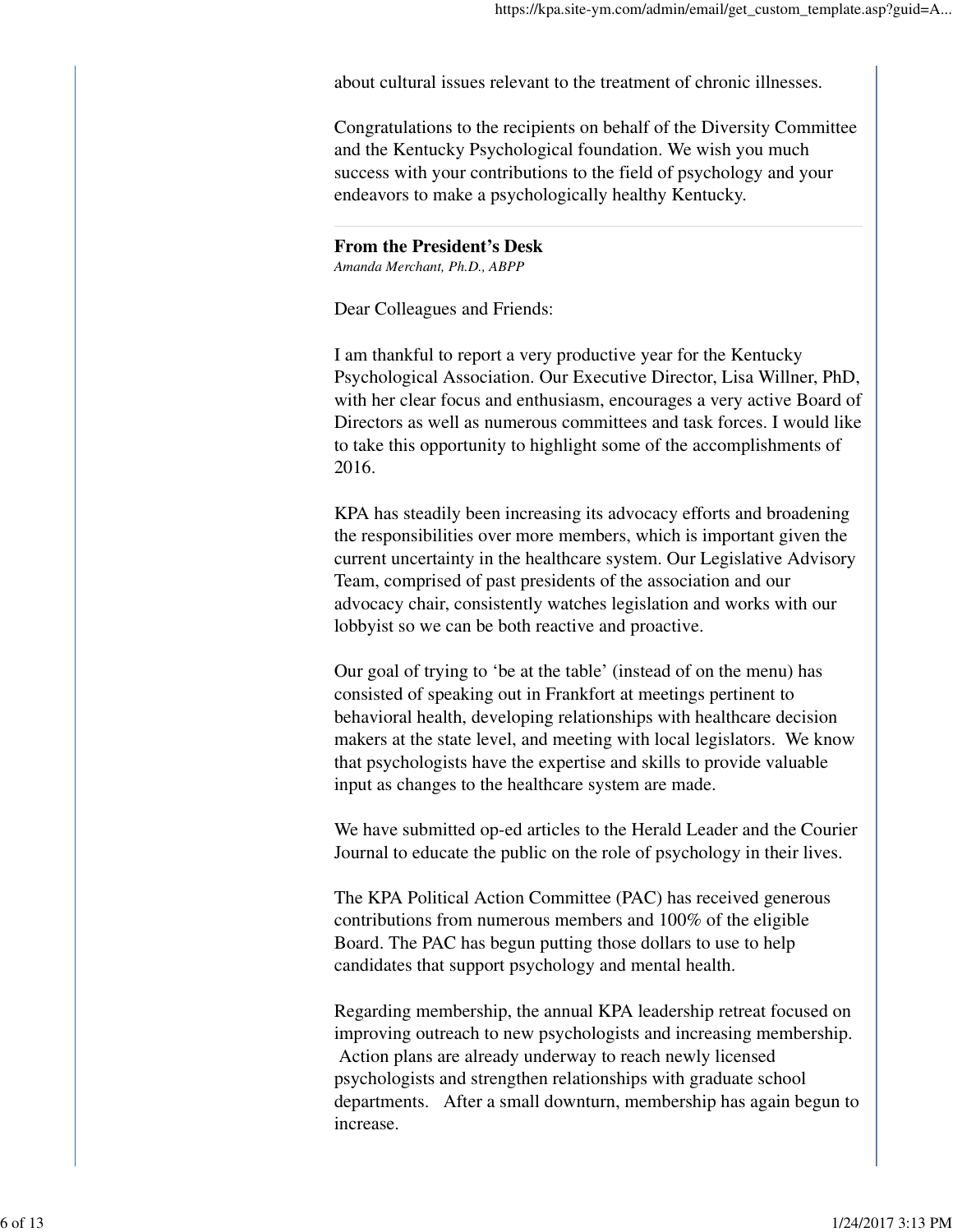about cultural issues relevant to the treatment of chronic illnesses.

Congratulations to the recipients on behalf of the Diversity Committee and the Kentucky Psychological foundation. We wish you much success with your contributions to the field of psychology and your endeavors to make a psychologically healthy Kentucky.

---

**From the President's Desk**

*Amanda Merchant, Ph.D., ABPP*

Dear Colleagues and Friends:

I am thankful to report a very productive year for the Kentucky Psychological Association. Our Executive Director, Lisa Willner, PhD, with her clear focus and enthusiasm, encourages a very active Board of Directors as well as numerous committees and task forces. I would like to take this opportunity to highlight some of the accomplishments of 2016.

KPA has steadily been increasing its advocacy efforts and broadening the responsibilities over more members, which is important given the current uncertainty in the healthcare system. Our Legislative Advisory Team, comprised of past presidents of the association and our advocacy chair, consistently watches legislation and works with our lobbyist so we can be both reactive and proactive.

Our goal of trying to 'be at the table' (instead of on the menu) has consisted of speaking out in Frankfort at meetings pertinent to behavioral health, developing relationships with healthcare decision makers at the state level, and meeting with local legislators. We know that psychologists have the expertise and skills to provide valuable input as changes to the healthcare system are made.

We have submitted op-ed articles to the Herald Leader and the Courier Journal to educate the public on the role of psychology in their lives.

The KPA Political Action Committee (PAC) has received generous contributions from numerous members and 100% of the eligible Board. The PAC has begun putting those dollars to use to help candidates that support psychology and mental health.

Regarding membership, the annual KPA leadership retreat focused on improving outreach to new psychologists and increasing membership. Action plans are already underway to reach newly licensed psychologists and strengthen relationships with graduate school departments. After a small downturn, membership has again begun to increase.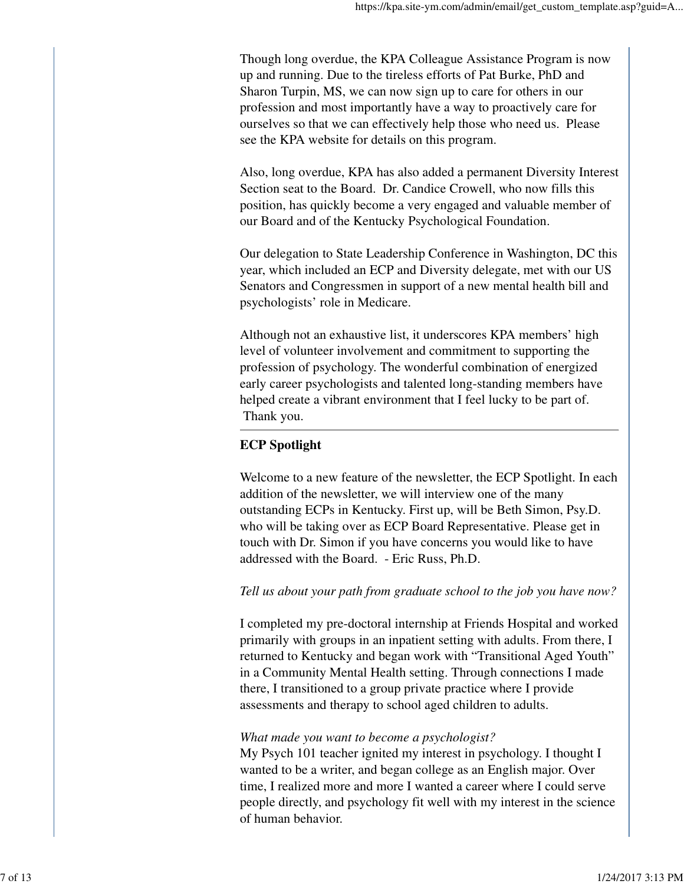Though long overdue, the KPA Colleague Assistance Program is now up and running. Due to the tireless efforts of Pat Burke, PhD and Sharon Turpin, MS, we can now sign up to care for others in our profession and most importantly have a way to proactively care for ourselves so that we can effectively help those who need us. Please see the KPA website for details on this program.

Also, long overdue, KPA has also added a permanent Diversity Interest Section seat to the Board. Dr. Candice Crowell, who now fills this position, has quickly become a very engaged and valuable member of our Board and of the Kentucky Psychological Foundation.

Our delegation to State Leadership Conference in Washington, DC this year, which included an ECP and Diversity delegate, met with our US Senators and Congressmen in support of a new mental health bill and psychologists' role in Medicare.

Although not an exhaustive list, it underscores KPA members' high level of volunteer involvement and commitment to supporting the profession of psychology. The wonderful combination of energized early career psychologists and talented long-standing members have helped create a vibrant environment that I feel lucky to be part of. Thank you.

---

**ECP Spotlight**

Welcome to a new feature of the newsletter, the ECP Spotlight. In each addition of the newsletter, we will interview one of the many outstanding ECPs in Kentucky. First up, will be Beth Simon, Psy.D. who will be taking over as ECP Board Representative. Please get in touch with Dr. Simon if you have concerns you would like to have addressed with the Board. - Eric Russ, Ph.D.

*Tell us about your path from graduate school to the job you have now?*

I completed my pre-doctoral internship at Friends Hospital and worked primarily with groups in an inpatient setting with adults. From there, I returned to Kentucky and began work with "Transitional Aged Youth" in a Community Mental Health setting. Through connections I made there, I transitioned to a group private practice where I provide assessments and therapy to school aged children to adults.

*What made you want to become a psychologist?*
My Psych 101 teacher ignited my interest in psychology. I thought I wanted to be a writer, and began college as an English major. Over time, I realized more and more I wanted a career where I could serve people directly, and psychology fit well with my interest in the science of human behavior.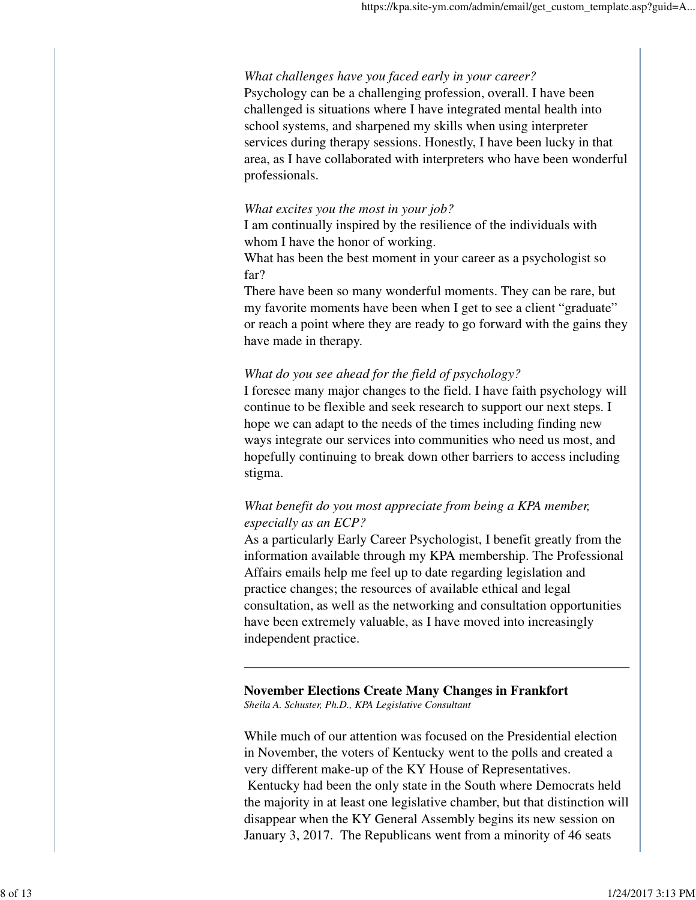*What challenges have you faced early in your career?*
Psychology can be a challenging profession, overall. I have been challenged is situations where I have integrated mental health into school systems, and sharpened my skills when using interpreter services during therapy sessions. Honestly, I have been lucky in that area, as I have collaborated with interpreters who have been wonderful professionals.

*What excites you the most in your job?*
I am continually inspired by the resilience of the individuals with whom I have the honor of working.
What has been the best moment in your career as a psychologist so far?
There have been so many wonderful moments. They can be rare, but my favorite moments have been when I get to see a client "graduate" or reach a point where they are ready to go forward with the gains they have made in therapy.

*What do you see ahead for the field of psychology?*
I foresee many major changes to the field. I have faith psychology will continue to be flexible and seek research to support our next steps. I hope we can adapt to the needs of the times including finding new ways integrate our services into communities who need us most, and hopefully continuing to break down other barriers to access including stigma.

*What benefit do you most appreciate from being a KPA member, especially as an ECP?*
As a particularly Early Career Psychologist, I benefit greatly from the information available through my KPA membership. The Professional Affairs emails help me feel up to date regarding legislation and practice changes; the resources of available ethical and legal consultation, as well as the networking and consultation opportunities have been extremely valuable, as I have moved into increasingly independent practice.

---

**November Elections Create Many Changes in Frankfort**
*Sheila A. Schuster, Ph.D., KPA Legislative Consultant*

While much of our attention was focused on the Presidential election in November, the voters of Kentucky went to the polls and created a very different make-up of the KY House of Representatives. Kentucky had been the only state in the South where Democrats held the majority in at least one legislative chamber, but that distinction will disappear when the KY General Assembly begins its new session on January 3, 2017. The Republicans went from a minority of 46 seats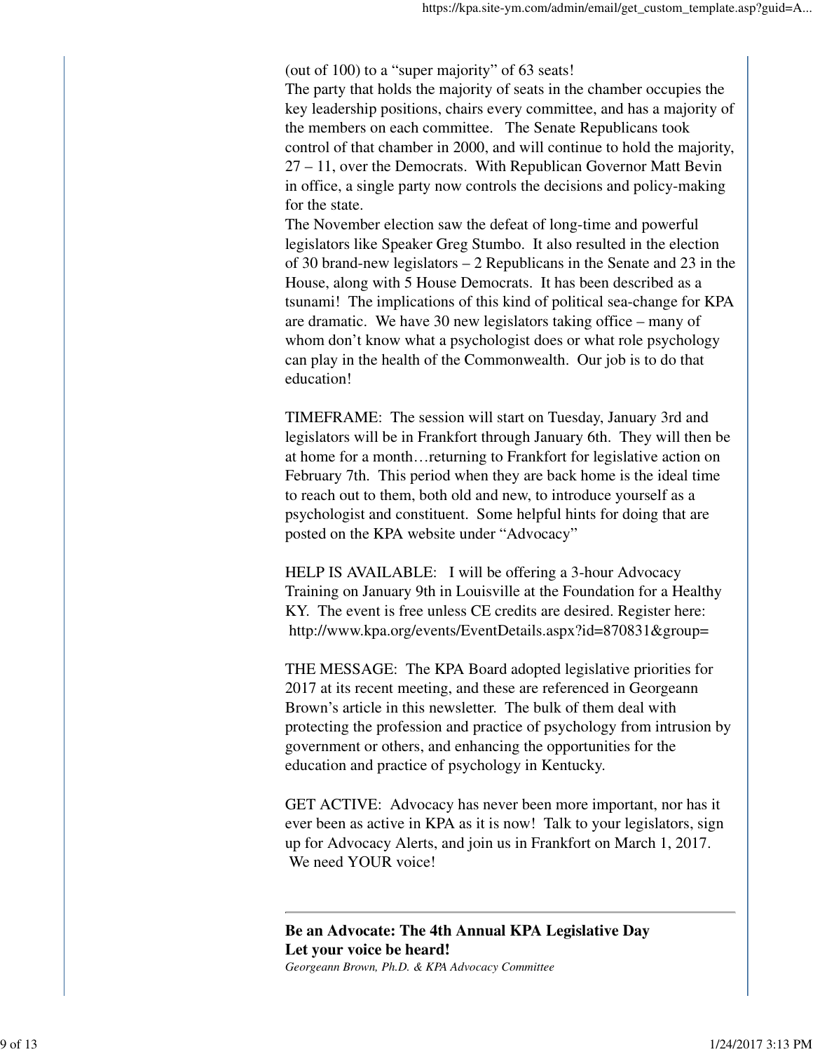(out of 100) to a "super majority" of 63 seats!

The party that holds the majority of seats in the chamber occupies the key leadership positions, chairs every committee, and has a majority of the members on each committee. The Senate Republicans took control of that chamber in 2000, and will continue to hold the majority, 27 – 11, over the Democrats. With Republican Governor Matt Bevin in office, a single party now controls the decisions and policy-making for the state.

The November election saw the defeat of long-time and powerful legislators like Speaker Greg Stumbo. It also resulted in the election of 30 brand-new legislators – 2 Republicans in the Senate and 23 in the House, along with 5 House Democrats. It has been described as a tsunami! The implications of this kind of political sea-change for KPA are dramatic. We have 30 new legislators taking office – many of whom don't know what a psychologist does or what role psychology can play in the health of the Commonwealth. Our job is to do that education!

TIMEFRAME: The session will start on Tuesday, January 3rd and legislators will be in Frankfort through January 6th. They will then be at home for a month…returning to Frankfort for legislative action on February 7th. This period when they are back home is the ideal time to reach out to them, both old and new, to introduce yourself as a psychologist and constituent. Some helpful hints for doing that are posted on the KPA website under "Advocacy"

HELP IS AVAILABLE: I will be offering a 3-hour Advocacy Training on January 9th in Louisville at the Foundation for a Healthy KY. The event is free unless CE credits are desired. Register here: http://www.kpa.org/events/EventDetails.aspx?id=870831&group=

THE MESSAGE: The KPA Board adopted legislative priorities for 2017 at its recent meeting, and these are referenced in Georgeann Brown's article in this newsletter. The bulk of them deal with protecting the profession and practice of psychology from intrusion by government or others, and enhancing the opportunities for the education and practice of psychology in Kentucky.

GET ACTIVE: Advocacy has never been more important, nor has it ever been as active in KPA as it is now! Talk to your legislators, sign up for Advocacy Alerts, and join us in Frankfort on March 1, 2017. We need YOUR voice!

---

**Be an Advocate: The 4th Annual KPA Legislative Day**
**Let your voice be heard!**

*Georgeann Brown, Ph.D. & KPA Advocacy Committee*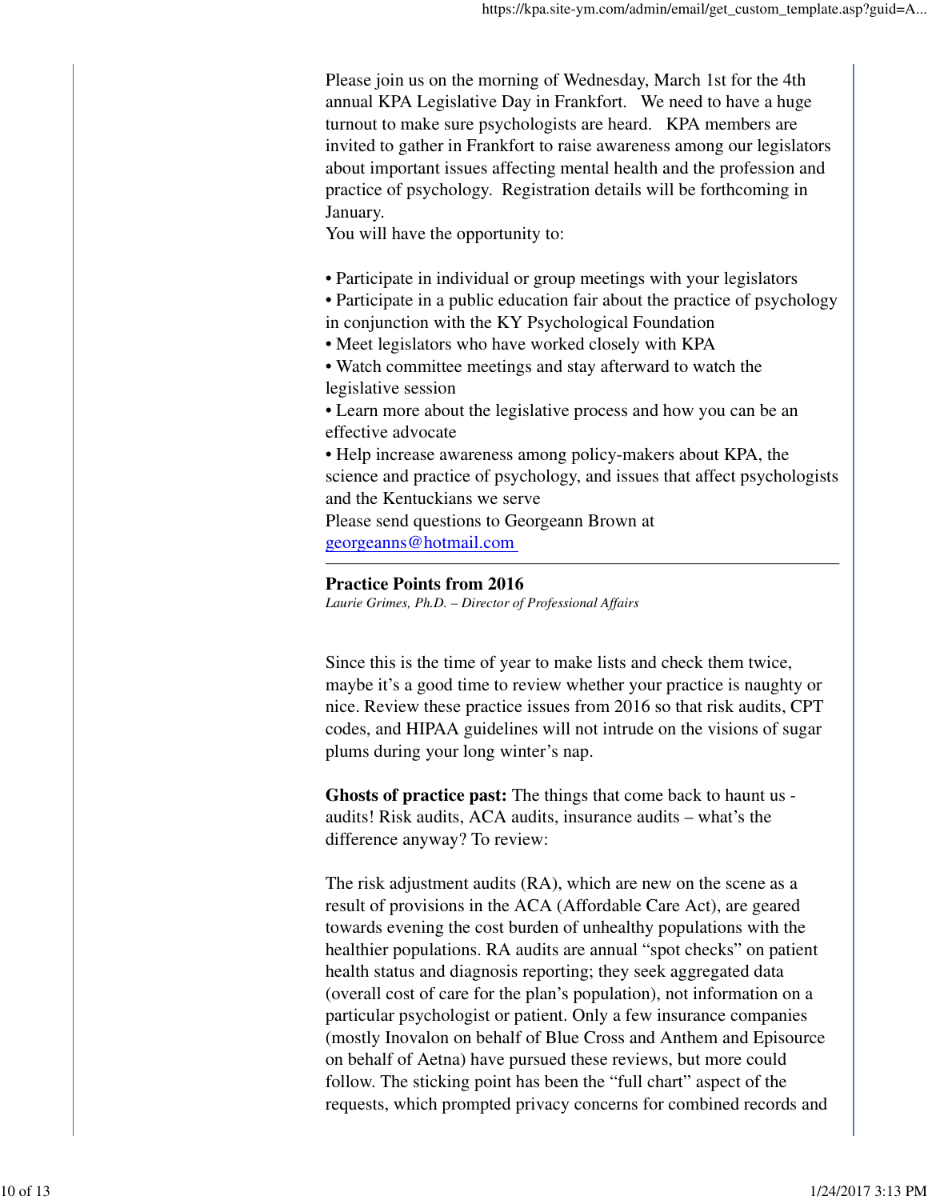Please join us on the morning of Wednesday, March 1st for the 4th annual KPA Legislative Day in Frankfort. We need to have a huge turnout to make sure psychologists are heard. KPA members are invited to gather in Frankfort to raise awareness among our legislators about important issues affecting mental health and the profession and practice of psychology. Registration details will be forthcoming in January.
You will have the opportunity to:

- Participate in individual or group meetings with your legislators
- Participate in a public education fair about the practice of psychology in conjunction with the KY Psychological Foundation
- Meet legislators who have worked closely with KPA
- Watch committee meetings and stay afterward to watch the legislative session
- Learn more about the legislative process and how you can be an effective advocate
- Help increase awareness among policy-makers about KPA, the science and practice of psychology, and issues that affect psychologists and the Kentuckians we serve

Please send questions to Georgeann Brown at [georgeanns@hotmail.com](mailto:georgeanns@hotmail.com)

---

**Practice Points from 2016**
*Laurie Grimes, Ph.D. – Director of Professional Affairs*

Since this is the time of year to make lists and check them twice, maybe it's a good time to review whether your practice is naughty or nice. Review these practice issues from 2016 so that risk audits, CPT codes, and HIPAA guidelines will not intrude on the visions of sugar plums during your long winter's nap.

**Ghosts of practice past:** The things that come back to haunt us - audits! Risk audits, ACA audits, insurance audits – what's the difference anyway? To review:

The risk adjustment audits (RA), which are new on the scene as a result of provisions in the ACA (Affordable Care Act), are geared towards evening the cost burden of unhealthy populations with the healthier populations. RA audits are annual "spot checks" on patient health status and diagnosis reporting; they seek aggregated data (overall cost of care for the plan's population), not information on a particular psychologist or patient. Only a few insurance companies (mostly Inovalon on behalf of Blue Cross and Anthem and Episource on behalf of Aetna) have pursued these reviews, but more could follow. The sticking point has been the "full chart" aspect of the requests, which prompted privacy concerns for combined records and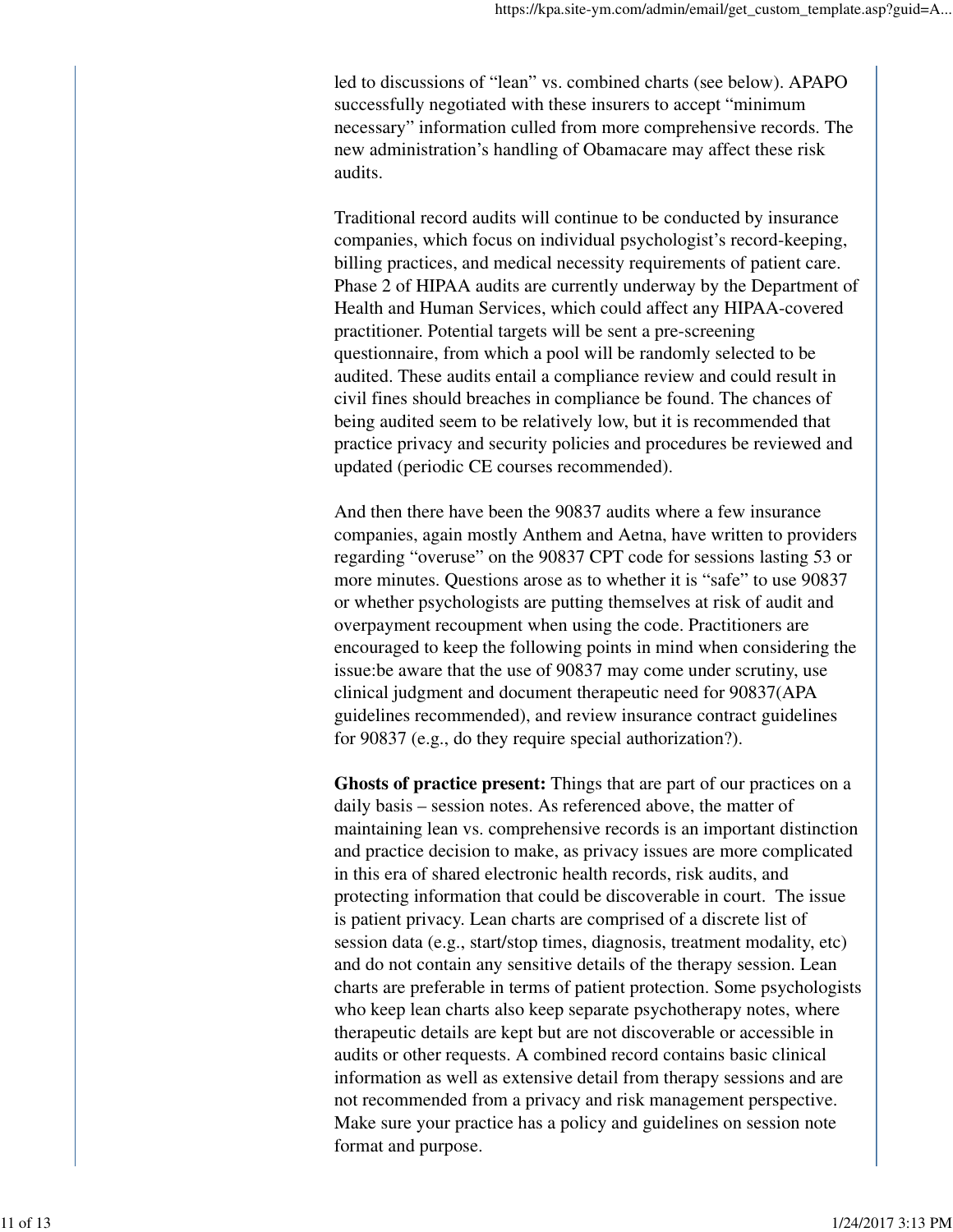led to discussions of "lean" vs. combined charts (see below). APAPO successfully negotiated with these insurers to accept "minimum necessary" information culled from more comprehensive records. The new administration's handling of Obamacare may affect these risk audits.

Traditional record audits will continue to be conducted by insurance companies, which focus on individual psychologist's record-keeping, billing practices, and medical necessity requirements of patient care. Phase 2 of HIPAA audits are currently underway by the Department of Health and Human Services, which could affect any HIPAA-covered practitioner. Potential targets will be sent a pre-screening questionnaire, from which a pool will be randomly selected to be audited. These audits entail a compliance review and could result in civil fines should breaches in compliance be found. The chances of being audited seem to be relatively low, but it is recommended that practice privacy and security policies and procedures be reviewed and updated (periodic CE courses recommended).

And then there have been the 90837 audits where a few insurance companies, again mostly Anthem and Aetna, have written to providers regarding "overuse" on the 90837 CPT code for sessions lasting 53 or more minutes. Questions arose as to whether it is "safe" to use 90837 or whether psychologists are putting themselves at risk of audit and overpayment recoupment when using the code. Practitioners are encouraged to keep the following points in mind when considering the issue:be aware that the use of 90837 may come under scrutiny, use clinical judgment and document therapeutic need for 90837(APA guidelines recommended), and review insurance contract guidelines for 90837 (e.g., do they require special authorization?).

**Ghosts of practice present:** Things that are part of our practices on a daily basis – session notes. As referenced above, the matter of maintaining lean vs. comprehensive records is an important distinction and practice decision to make, as privacy issues are more complicated in this era of shared electronic health records, risk audits, and protecting information that could be discoverable in court. The issue is patient privacy. Lean charts are comprised of a discrete list of session data (e.g., start/stop times, diagnosis, treatment modality, etc) and do not contain any sensitive details of the therapy session. Lean charts are preferable in terms of patient protection. Some psychologists who keep lean charts also keep separate psychotherapy notes, where therapeutic details are kept but are not discoverable or accessible in audits or other requests. A combined record contains basic clinical information as well as extensive detail from therapy sessions and are not recommended from a privacy and risk management perspective. Make sure your practice has a policy and guidelines on session note format and purpose.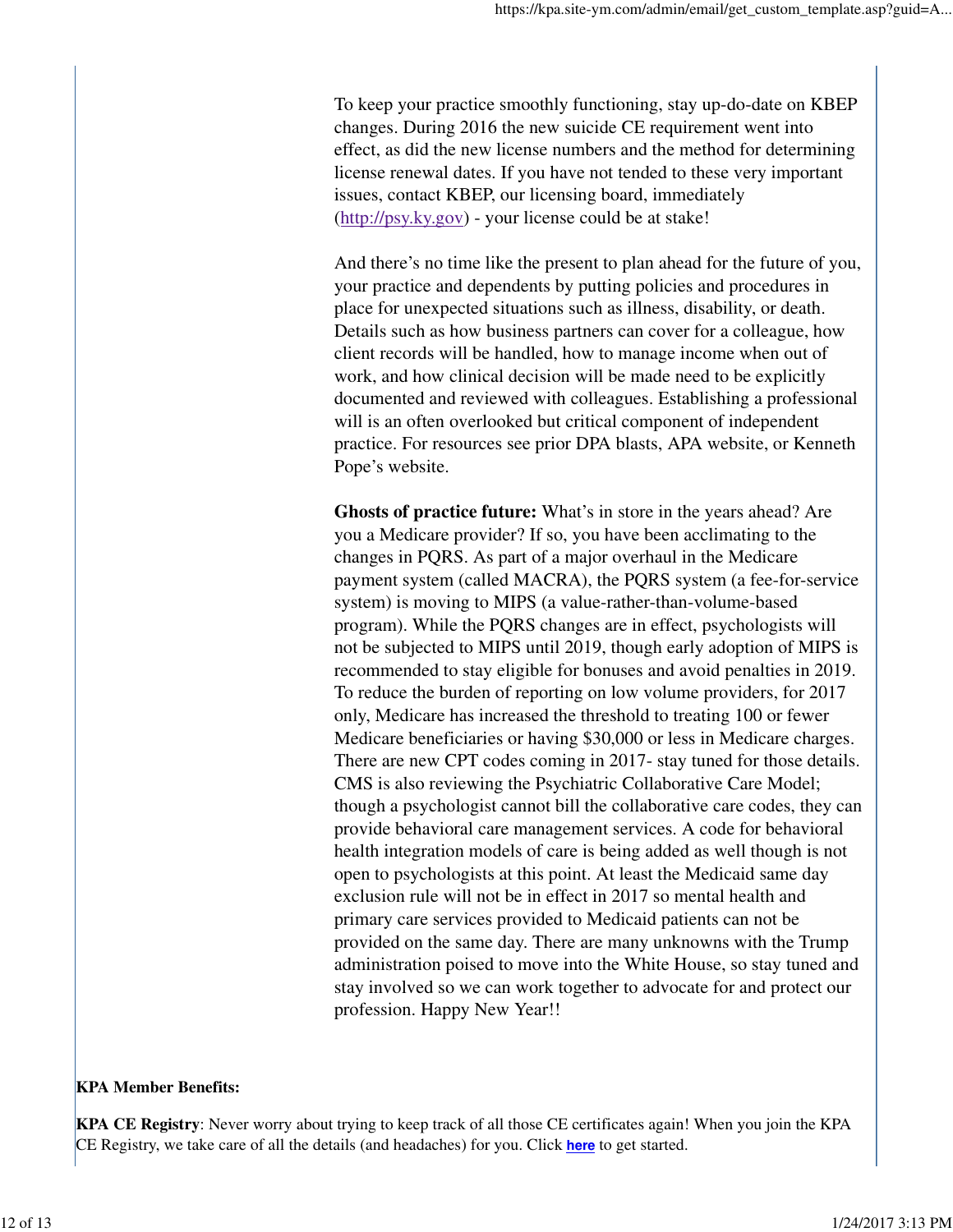To keep your practice smoothly functioning, stay up-do-date on KBEP changes. During 2016 the new suicide CE requirement went into effect, as did the new license numbers and the method for determining license renewal dates. If you have not tended to these very important issues, contact KBEP, our licensing board, immediately ([http://psy.ky.gov](http://psy.ky.gov)) - your license could be at stake!

And there's no time like the present to plan ahead for the future of you, your practice and dependents by putting policies and procedures in place for unexpected situations such as illness, disability, or death. Details such as how business partners can cover for a colleague, how client records will be handled, how to manage income when out of work, and how clinical decision will be made need to be explicitly documented and reviewed with colleagues. Establishing a professional will is an often overlooked but critical component of independent practice. For resources see prior DPA blasts, APA website, or Kenneth Pope's website.

**Ghosts of practice future:** What's in store in the years ahead? Are you a Medicare provider? If so, you have been acclimating to the changes in PQRS. As part of a major overhaul in the Medicare payment system (called MACRA), the PQRS system (a fee-for-service system) is moving to MIPS (a value-rather-than-volume-based program). While the PQRS changes are in effect, psychologists will not be subjected to MIPS until 2019, though early adoption of MIPS is recommended to stay eligible for bonuses and avoid penalties in 2019. To reduce the burden of reporting on low volume providers, for 2017 only, Medicare has increased the threshold to treating 100 or fewer Medicare beneficiaries or having $30,000 or less in Medicare charges. There are new CPT codes coming in 2017- stay tuned for those details. CMS is also reviewing the Psychiatric Collaborative Care Model; though a psychologist cannot bill the collaborative care codes, they can provide behavioral care management services. A code for behavioral health integration models of care is being added as well though is not open to psychologists at this point. At least the Medicaid same day exclusion rule will not be in effect in 2017 so mental health and primary care services provided to Medicaid patients can not be provided on the same day. There are many unknowns with the Trump administration poised to move into the White House, so stay tuned and stay involved so we can work together to advocate for and protect our profession. Happy New Year!!

**KPA Member Benefits:**

**KPA CE Registry**: Never worry about trying to keep track of all those CE certificates again! When you join the KPA CE Registry, we take care of all the details (and headaches) for you. Click **here** to get started.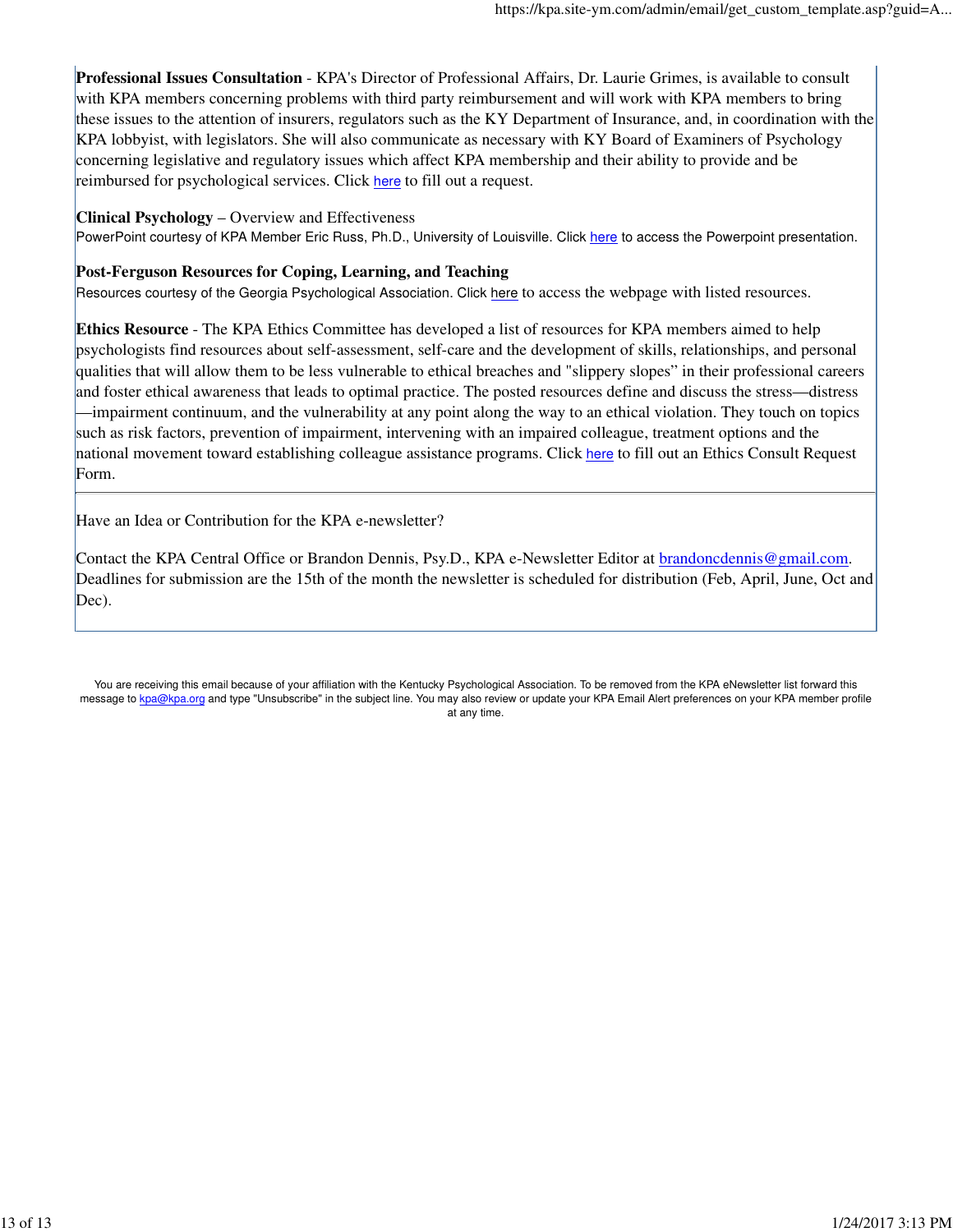**Professional Issues Consultation** - KPA's Director of Professional Affairs, Dr. Laurie Grimes, is available to consult with KPA members concerning problems with third party reimbursement and will work with KPA members to bring these issues to the attention of insurers, regulators such as the KY Department of Insurance, and, in coordination with the KPA lobbyist, with legislators. She will also communicate as necessary with KY Board of Examiners of Psychology concerning legislative and regulatory issues which affect KPA membership and their ability to provide and be reimbursed for psychological services. Click here to fill out a request.

**Clinical Psychology** – Overview and Effectiveness
PowerPoint courtesy of KPA Member Eric Russ, Ph.D., University of Louisville. Click here to access the Powerpoint presentation.

**Post-Ferguson Resources for Coping, Learning, and Teaching**
Resources courtesy of the Georgia Psychological Association. Click here to access the webpage with listed resources.

**Ethics Resource** - The KPA Ethics Committee has developed a list of resources for KPA members aimed to help psychologists find resources about self-assessment, self-care and the development of skills, relationships, and personal qualities that will allow them to be less vulnerable to ethical breaches and "slippery slopes" in their professional careers and foster ethical awareness that leads to optimal practice. The posted resources define and discuss the stress—distress—impairment continuum, and the vulnerability at any point along the way to an ethical violation. They touch on topics such as risk factors, prevention of impairment, intervening with an impaired colleague, treatment options and the national movement toward establishing colleague assistance programs. Click here to fill out an Ethics Consult Request Form.

---

Have an Idea or Contribution for the KPA e-newsletter?

Contact the KPA Central Office or Brandon Dennis, Psy.D., KPA e-Newsletter Editor at brandoncdennis@gmail.com. Deadlines for submission are the 15th of the month the newsletter is scheduled for distribution (Feb, April, June, Oct and Dec).

You are receiving this email because of your affiliation with the Kentucky Psychological Association. To be removed from the KPA eNewsletter list forward this message to kpa@kpa.org and type "Unsubscribe" in the subject line. You may also review or update your KPA Email Alert preferences on your KPA member profile at any time.